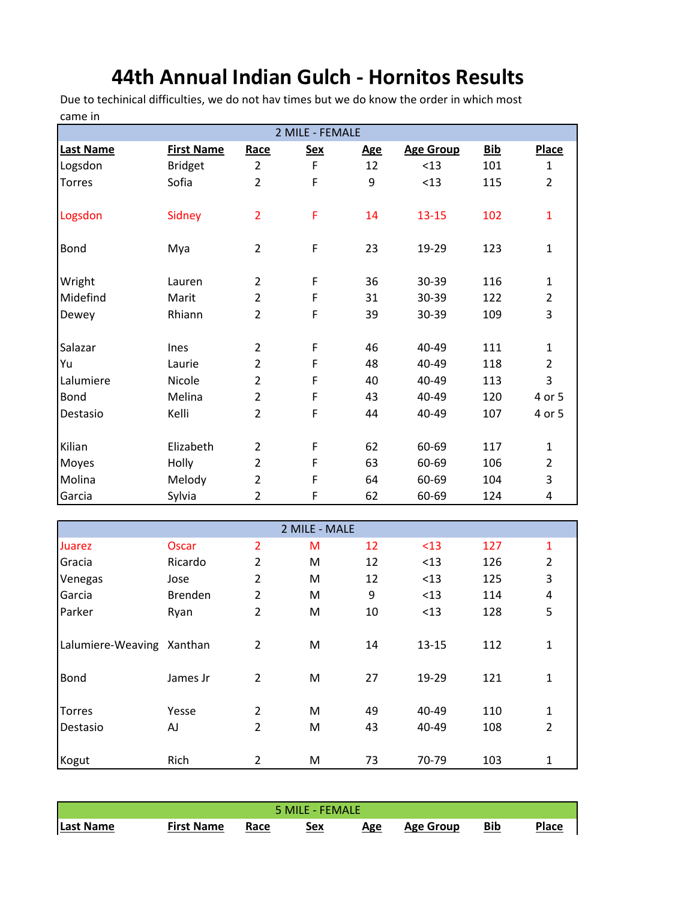# 44th Annual Indian Gulch - Hornitos Results

Due to techinical difficulties, we do not hav times but we do know the order in which most came in

| 2 MILE - FEMALE | | | | | | | |
|---|---|---|---|---|---|---|---|
| **Last Name** | **First Name** | **Race** | **Sex** | **Age** | **Age Group** | **Bib** | **Place** |
| Logsdon | Bridget | 2 | F | 12 | <13 | 101 | 1 |
| Torres | Sofia | 2 | F | 9 | <13 | 115 | 2 |
| | | | | | | | |
| Logsdon | Sidney | 2 | F | 14 | 13-15 | 102 | 1 |
| | | | | | | | |
| Bond | Mya | 2 | F | 23 | 19-29 | 123 | 1 |
| | | | | | | | |
| Wright | Lauren | 2 | F | 36 | 30-39 | 116 | 1 |
| Midefind | Marit | 2 | F | 31 | 30-39 | 122 | 2 |
| Dewey | Rhiann | 2 | F | 39 | 30-39 | 109 | 3 |
| | | | | | | | |
| Salazar | Ines | 2 | F | 46 | 40-49 | 111 | 1 |
| Yu | Laurie | 2 | F | 48 | 40-49 | 118 | 2 |
| Lalumiere | Nicole | 2 | F | 40 | 40-49 | 113 | 3 |
| Bond | Melina | 2 | F | 43 | 40-49 | 120 | 4 or 5 |
| Destasio | Kelli | 2 | F | 44 | 40-49 | 107 | 4 or 5 |
| | | | | | | | |
| Kilian | Elizabeth | 2 | F | 62 | 60-69 | 117 | 1 |
| Moyes | Holly | 2 | F | 63 | 60-69 | 106 | 2 |
| Molina | Melody | 2 | F | 64 | 60-69 | 104 | 3 |
| Garcia | Sylvia | 2 | F | 62 | 60-69 | 124 | 4 |

| 2 MILE - MALE | | | | | | | |
|---|---|---|---|---|---|---|---|
| Juarez | Oscar | 2 | M | 12 | <13 | 127 | 1 |
| Gracia | Ricardo | 2 | M | 12 | <13 | 126 | 2 |
| Venegas | Jose | 2 | M | 12 | <13 | 125 | 3 |
| Garcia | Brenden | 2 | M | 9 | <13 | 114 | 4 |
| Parker | Ryan | 2 | M | 10 | <13 | 128 | 5 |
| | | | | | | | |
| Lalumiere-Weaving | Xanthan | 2 | M | 14 | 13-15 | 112 | 1 |
| | | | | | | | |
| Bond | James Jr | 2 | M | 27 | 19-29 | 121 | 1 |
| | | | | | | | |
| Torres | Yesse | 2 | M | 49 | 40-49 | 110 | 1 |
| Destasio | AJ | 2 | M | 43 | 40-49 | 108 | 2 |
| | | | | | | | |
| Kogut | Rich | 2 | M | 73 | 70-79 | 103 | 1 |

| 5 MILE - FEMALE | | | | | | | |
|---|---|---|---|---|---|---|---|
| **Last Name** | **First Name** | **Race** | **Sex** | **Age** | **Age Group** | **Bib** | **Place** |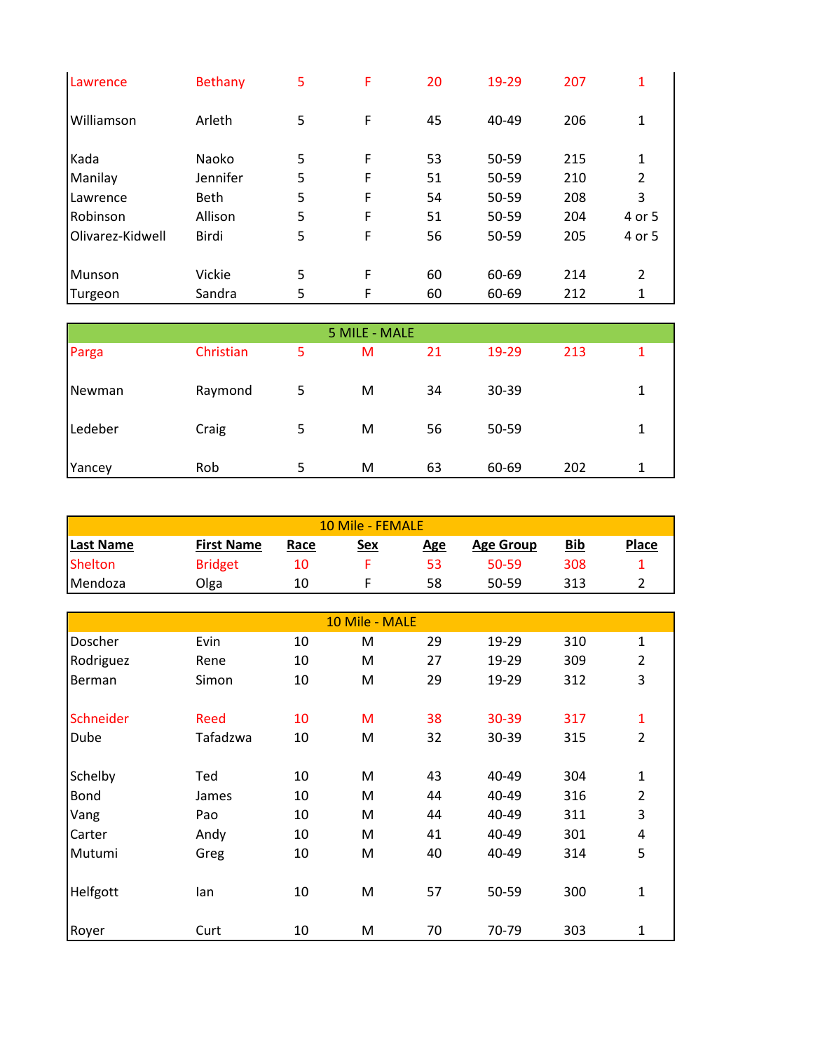| | | | | | | | |
|---|---|---|---|---|---|---|---|
| Lawrence | Bethany | 5 | F | 20 | 19-29 | 207 | 1 |
| Williamson | Arleth | 5 | F | 45 | 40-49 | 206 | 1 |
| Kada | Naoko | 5 | F | 53 | 50-59 | 215 | 1 |
| Manilay | Jennifer | 5 | F | 51 | 50-59 | 210 | 2 |
| Lawrence | Beth | 5 | F | 54 | 50-59 | 208 | 3 |
| Robinson | Allison | 5 | F | 51 | 50-59 | 204 | 4 or 5 |
| Olivarez-Kidwell | Birdi | 5 | F | 56 | 50-59 | 205 | 4 or 5 |
| Munson | Vickie | 5 | F | 60 | 60-69 | 214 | 2 |
| Turgeon | Sandra | 5 | F | 60 | 60-69 | 212 | 1 |

| 5 MILE - MALE | | | | | | | |
|---|---|---|---|---|---|---|---|
| Parga | Christian | 5 | M | 21 | 19-29 | 213 | 1 |
| Newman | Raymond | 5 | M | 34 | 30-39 | | 1 |
| Ledeber | Craig | 5 | M | 56 | 50-59 | | 1 |
| Yancey | Rob | 5 | M | 63 | 60-69 | 202 | 1 |

| 10 Mile - FEMALE | | | | | | | |
|---|---|---|---|---|---|---|---|
| **Last Name** | **First Name** | **Race** | **Sex** | **Age** | **Age Group** | **Bib** | **Place** |
| Shelton | Bridget | 10 | F | 53 | 50-59 | 308 | 1 |
| Mendoza | Olga | 10 | F | 58 | 50-59 | 313 | 2 |

| 10 Mile - MALE | | | | | | | |
|---|---|---|---|---|---|---|---|
| Doscher | Evin | 10 | M | 29 | 19-29 | 310 | 1 |
| Rodriguez | Rene | 10 | M | 27 | 19-29 | 309 | 2 |
| Berman | Simon | 10 | M | 29 | 19-29 | 312 | 3 |
| Schneider | Reed | 10 | M | 38 | 30-39 | 317 | 1 |
| Dube | Tafadzwa | 10 | M | 32 | 30-39 | 315 | 2 |
| Schelby | Ted | 10 | M | 43 | 40-49 | 304 | 1 |
| Bond | James | 10 | M | 44 | 40-49 | 316 | 2 |
| Vang | Pao | 10 | M | 44 | 40-49 | 311 | 3 |
| Carter | Andy | 10 | M | 41 | 40-49 | 301 | 4 |
| Mutumi | Greg | 10 | M | 40 | 40-49 | 314 | 5 |
| Helfgott | Ian | 10 | M | 57 | 50-59 | 300 | 1 |
| Royer | Curt | 10 | M | 70 | 70-79 | 303 | 1 |